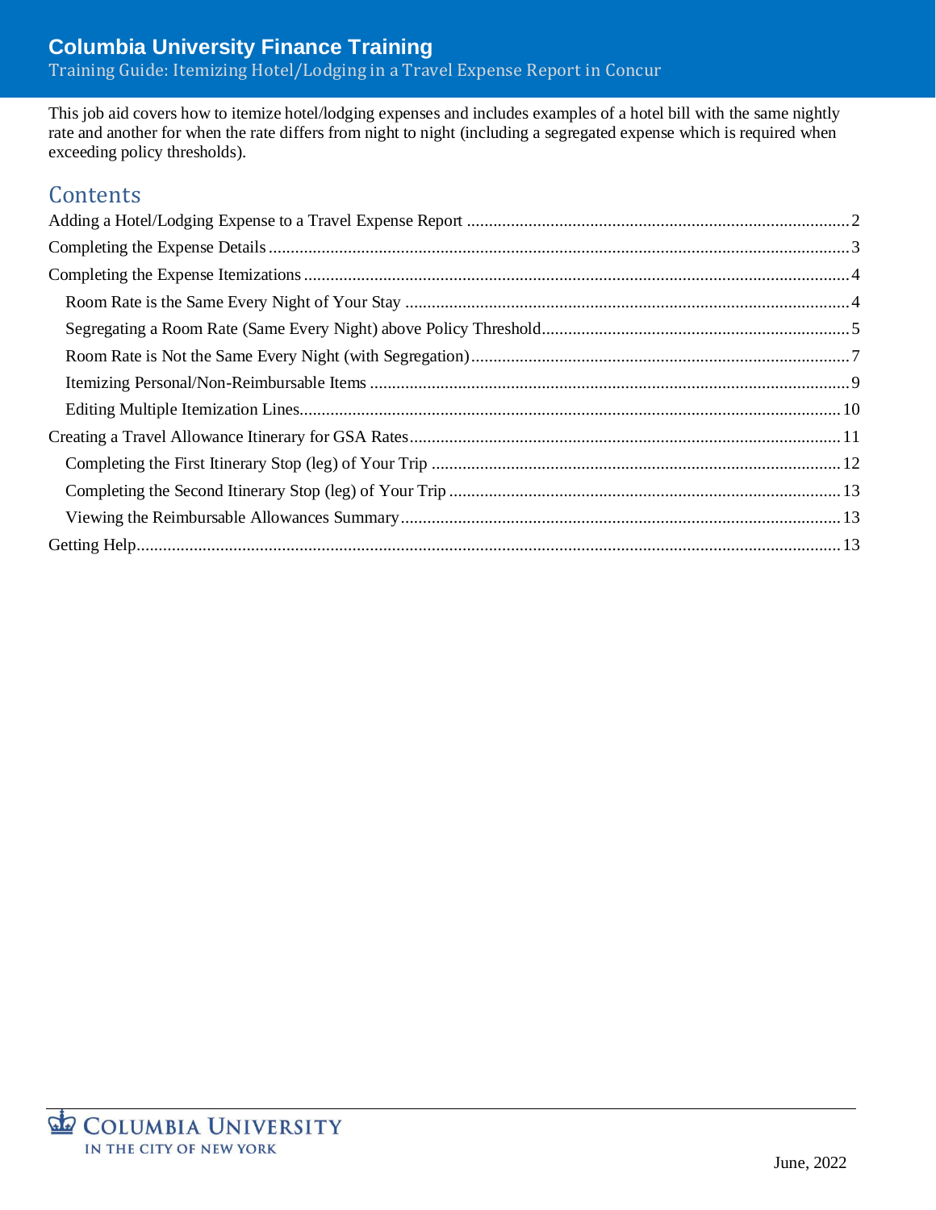# Columbia University Finance Training

Training Guide: Itemizing Hotel/Lodging in a Travel Expense Report in Concur

This job aid covers how to itemize hotel/lodging expenses and includes examples of a hotel bill with the same nightly rate and another for when the rate differs from night to night (including a segregated expense which is required when exceeding policy thresholds).

## Contents

- Adding a Hotel/Lodging Expense to a Travel Expense Report ........ 2
- Completing the Expense Details ........ 3
- Completing the Expense Itemizations ........ 4
  - Room Rate is the Same Every Night of Your Stay ........ 4
  - Segregating a Room Rate (Same Every Night) above Policy Threshold ........ 5
  - Room Rate is Not the Same Every Night (with Segregation) ........ 7
  - Itemizing Personal/Non-Reimbursable Items ........ 9
  - Editing Multiple Itemization Lines ........ 10
- Creating a Travel Allowance Itinerary for GSA Rates ........ 11
  - Completing the First Itinerary Stop (leg) of Your Trip ........ 12
  - Completing the Second Itinerary Stop (leg) of Your Trip ........ 13
  - Viewing the Reimbursable Allowances Summary ........ 13
- Getting Help ........ 13

COLUMBIA UNIVERSITY IN THE CITY OF NEW YORK

June, 2022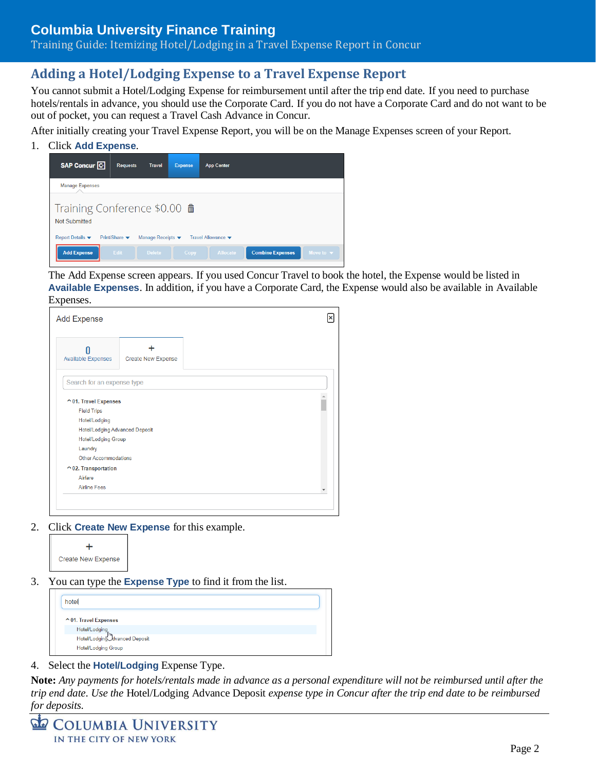## Adding a Hotel/Lodging Expense to a Travel Expense Report

You cannot submit a Hotel/Lodging Expense for reimbursement until after the trip end date. If you need to purchase hotels/rentals in advance, you should use the Corporate Card. If you do not have a Corporate Card and do not want to be out of pocket, you can request a Travel Cash Advance in Concur.

After initially creating your Travel Expense Report, you will be on the Manage Expenses screen of your Report.

1. Click **Add Expense**.

   The Add Expense screen appears. If you used Concur Travel to book the hotel, the Expense would be listed in **Available Expenses**. In addition, if you have a Corporate Card, the Expense would also be available in Available Expenses.

2. Click **Create New Expense** for this example.

3. You can type the **Expense Type** to find it from the list.

4. Select the **Hotel/Lodging** Expense Type.

**Note:** *Any payments for hotels/rentals made in advance as a personal expenditure will not be reimbursed until after the trip end date. Use the* Hotel/Lodging Advance Deposit *expense type in Concur after the trip end date to be reimbursed for deposits.*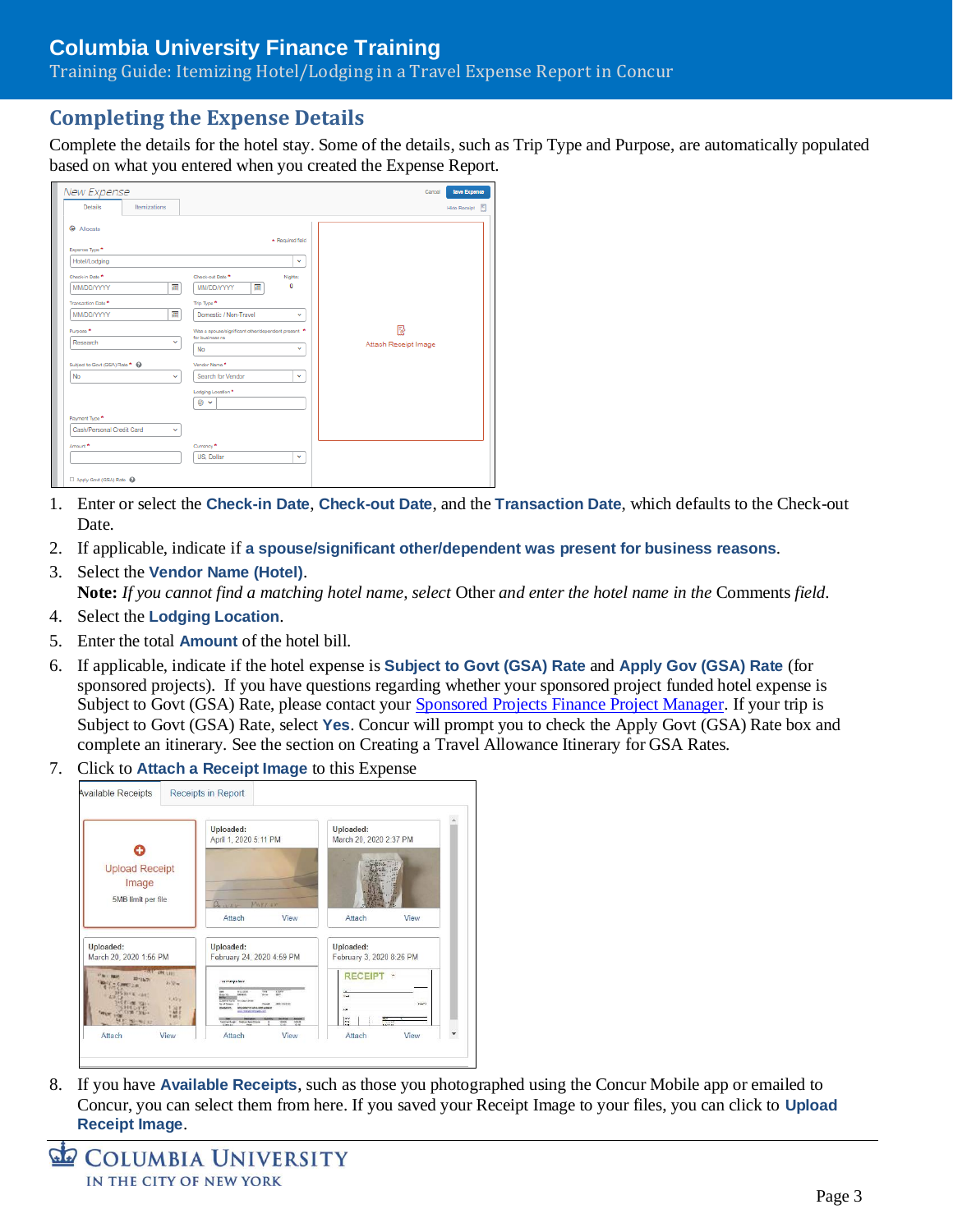## Completing the Expense Details

Complete the details for the hotel stay. Some of the details, such as Trip Type and Purpose, are automatically populated based on what you entered when you created the Expense Report.

1. Enter or select the **Check-in Date**, **Check-out Date**, and the **Transaction Date**, which defaults to the Check-out Date.
2. If applicable, indicate if **a spouse/significant other/dependent was present for business reasons**.
3. Select the **Vendor Name (Hotel)**.
   **Note:** *If you cannot find a matching hotel name, select* Other *and enter the hotel name in the* Comments *field*.
4. Select the **Lodging Location**.
5. Enter the total **Amount** of the hotel bill.
6. If applicable, indicate if the hotel expense is **Subject to Govt (GSA) Rate** and **Apply Gov (GSA) Rate** (for sponsored projects). If you have questions regarding whether your sponsored project funded hotel expense is Subject to Govt (GSA) Rate, please contact your Sponsored Projects Finance Project Manager. If your trip is Subject to Govt (GSA) Rate, select **Yes**. Concur will prompt you to check the Apply Govt (GSA) Rate box and complete an itinerary. See the section on Creating a Travel Allowance Itinerary for GSA Rates.
7. Click to **Attach a Receipt Image** to this Expense
8. If you have **Available Receipts**, such as those you photographed using the Concur Mobile app or emailed to Concur, you can select them from here. If you saved your Receipt Image to your files, you can click to **Upload Receipt Image**.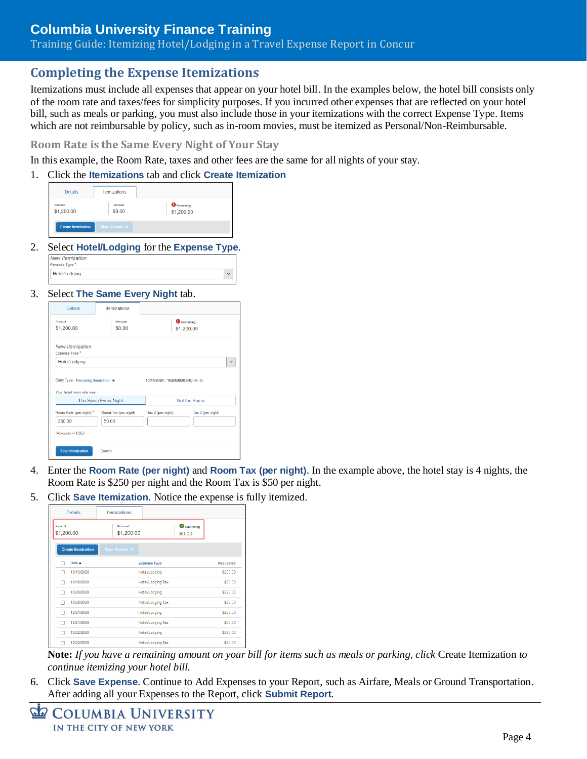## Completing the Expense Itemizations

Itemizations must include all expenses that appear on your hotel bill. In the examples below, the hotel bill consists only of the room rate and taxes/fees for simplicity purposes. If you incurred other expenses that are reflected on your hotel bill, such as meals or parking, you must also include those in your itemizations with the correct Expense Type. Items which are not reimbursable by policy, such as in-room movies, must be itemized as Personal/Non-Reimbursable.

### Room Rate is the Same Every Night of Your Stay

In this example, the Room Rate, taxes and other fees are the same for all nights of your stay.

1. Click the **Itemizations** tab and click **Create Itemization**
2. Select **Hotel/Lodging** for the **Expense Type**.
3. Select **The Same Every Night** tab.
4. Enter the **Room Rate (per night)** and **Room Tax (per night)**. In the example above, the hotel stay is 4 nights, the Room Rate is $250 per night and the Room Tax is $50 per night.
5. Click **Save Itemization**. Notice the expense is fully itemized.

   **Note:** *If you have a remaining amount on your bill for items such as meals or parking, click* Create Itemization *to continue itemizing your hotel bill.*

6. Click **Save Expense**. Continue to Add Expenses to your Report, such as Airfare, Meals or Ground Transportation. After adding all your Expenses to the Report, click **Submit Report**.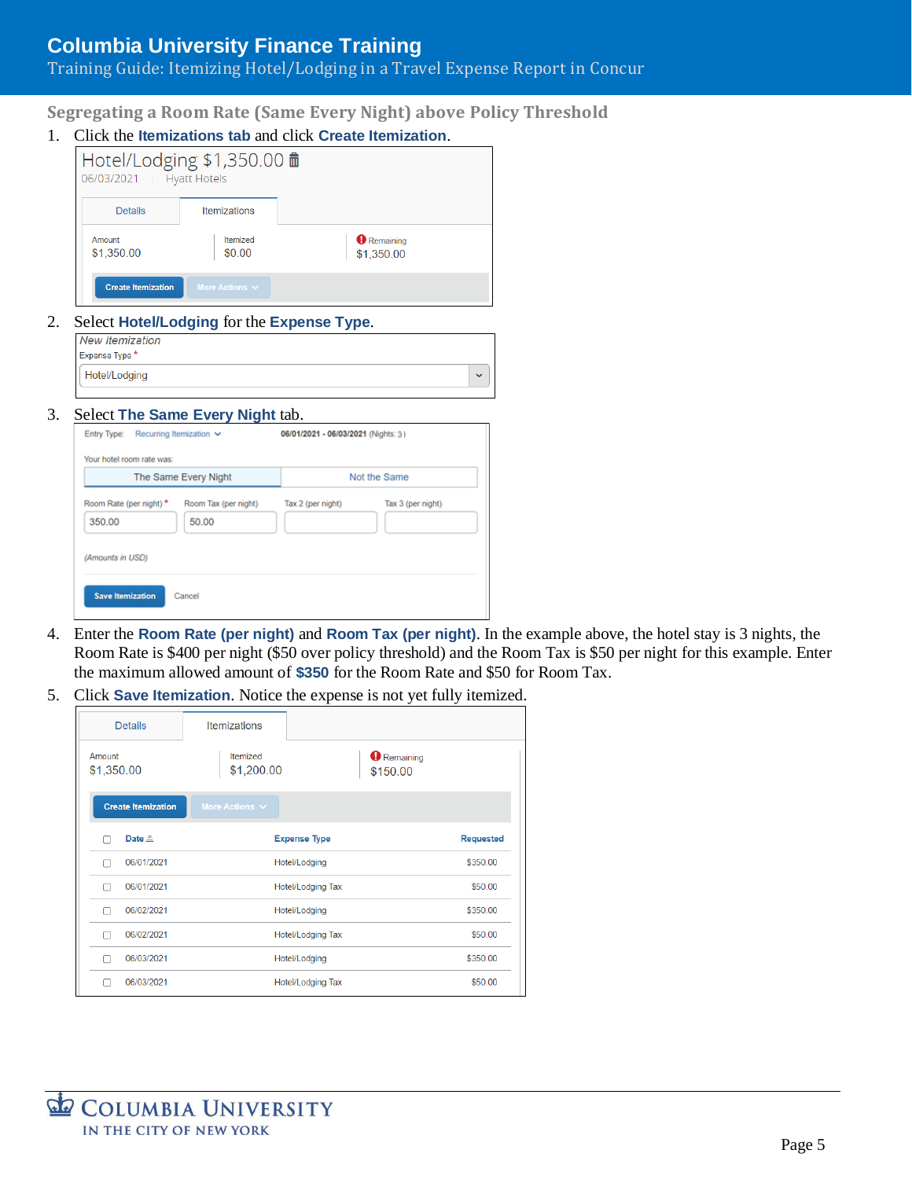## Segregating a Room Rate (Same Every Night) above Policy Threshold

1. Click the **Itemizations tab** and click **Create Itemization**.

   Hotel/Lodging $1,350.00
   06/03/2021 | Hyatt Hotels

   | Details | Itemizations |
   |---|---|

   | Amount | Itemized | Remaining |
   |---|---|---|
   | $1,350.00 | $0.00 | $1,350.00 |

   Create Itemization | More Actions

2. Select **Hotel/Lodging** for the **Expense Type**.

   *New Itemization*
   Expense Type *
   Hotel/Lodging

3. Select **The Same Every Night** tab.

   Entry Type: Recurring Itemization | 06/01/2021 - 06/03/2021 (Nights: 3)

   Your hotel room rate was:

   | The Same Every Night | Not the Same |
   |---|---|

   | Room Rate (per night) * | Room Tax (per night) | Tax 2 (per night) | Tax 3 (per night) |
   |---|---|---|---|
   | 350.00 | 50.00 | | |

   *(Amounts in USD)*

   Save Itemization | Cancel

4. Enter the **Room Rate (per night)** and **Room Tax (per night)**. In the example above, the hotel stay is 3 nights, the Room Rate is $400 per night ($50 over policy threshold) and the Room Tax is $50 per night for this example. Enter the maximum allowed amount of **$350** for the Room Rate and $50 for Room Tax.

5. Click **Save Itemization**. Notice the expense is not yet fully itemized.

   | Details | Itemizations |
   |---|---|

   | Amount | Itemized | Remaining |
   |---|---|---|
   | $1,350.00 | $1,200.00 | $150.00 |

   Create Itemization | More Actions

   | Date | Expense Type | Requested |
   |---|---|---|
   | 06/01/2021 | Hotel/Lodging | $350.00 |
   | 06/01/2021 | Hotel/Lodging Tax | $50.00 |
   | 06/02/2021 | Hotel/Lodging | $350.00 |
   | 06/02/2021 | Hotel/Lodging Tax | $50.00 |
   | 06/03/2021 | Hotel/Lodging | $350.00 |
   | 06/03/2021 | Hotel/Lodging Tax | $50.00 |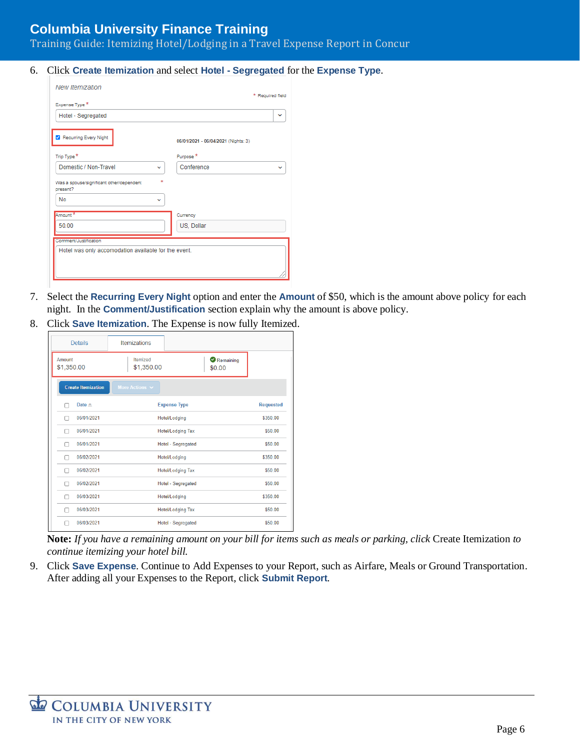6. Click **Create Itemization** and select **Hotel - Segregated** for the **Expense Type**.

7. Select the **Recurring Every Night** option and enter the **Amount** of $50, which is the amount above policy for each night. In the **Comment/Justification** section explain why the amount is above policy.

8. Click **Save Itemization**. The Expense is now fully Itemized.

**Note:** *If you have a remaining amount on your bill for items such as meals or parking, click* Create Itemization *to continue itemizing your hotel bill.*

9. Click **Save Expense**. Continue to Add Expenses to your Report, such as Airfare, Meals or Ground Transportation. After adding all your Expenses to the Report, click **Submit Report**.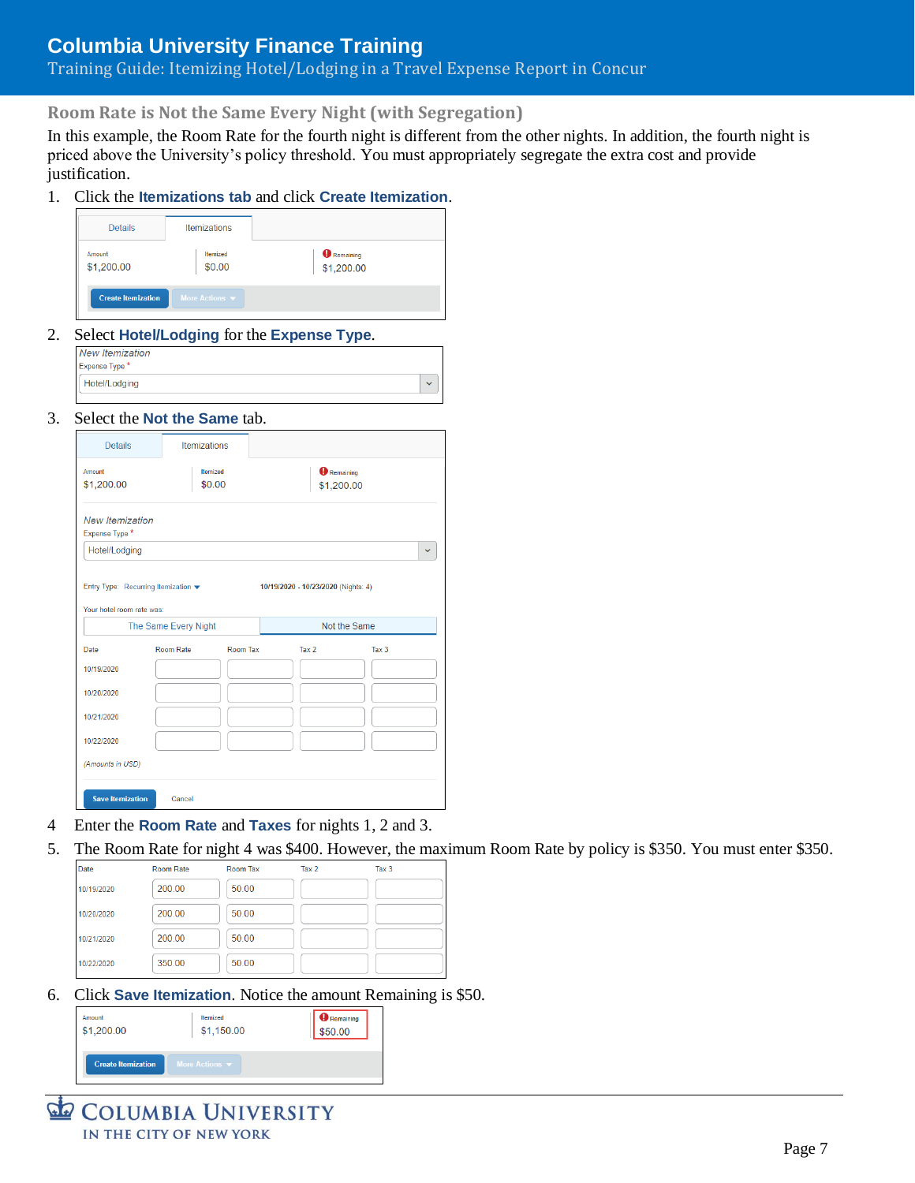## Room Rate is Not the Same Every Night (with Segregation)

In this example, the Room Rate for the fourth night is different from the other nights. In addition, the fourth night is priced above the University's policy threshold. You must appropriately segregate the extra cost and provide justification.

1. Click the **Itemizations tab** and click **Create Itemization**.

2. Select **Hotel/Lodging** for the **Expense Type**.

3. Select the **Not the Same** tab.

4. Enter the **Room Rate** and **Taxes** for nights 1, 2 and 3.

5. The Room Rate for night 4 was $400. However, the maximum Room Rate by policy is $350. You must enter $350.

| Date | Room Rate | Room Tax | Tax 2 | Tax 3 |
|---|---|---|---|---|
| 10/19/2020 | 200.00 | 50.00 | | |
| 10/20/2020 | 200.00 | 50.00 | | |
| 10/21/2020 | 200.00 | 50.00 | | |
| 10/22/2020 | 350.00 | 50.00 | | |

6. Click **Save Itemization**. Notice the amount Remaining is $50.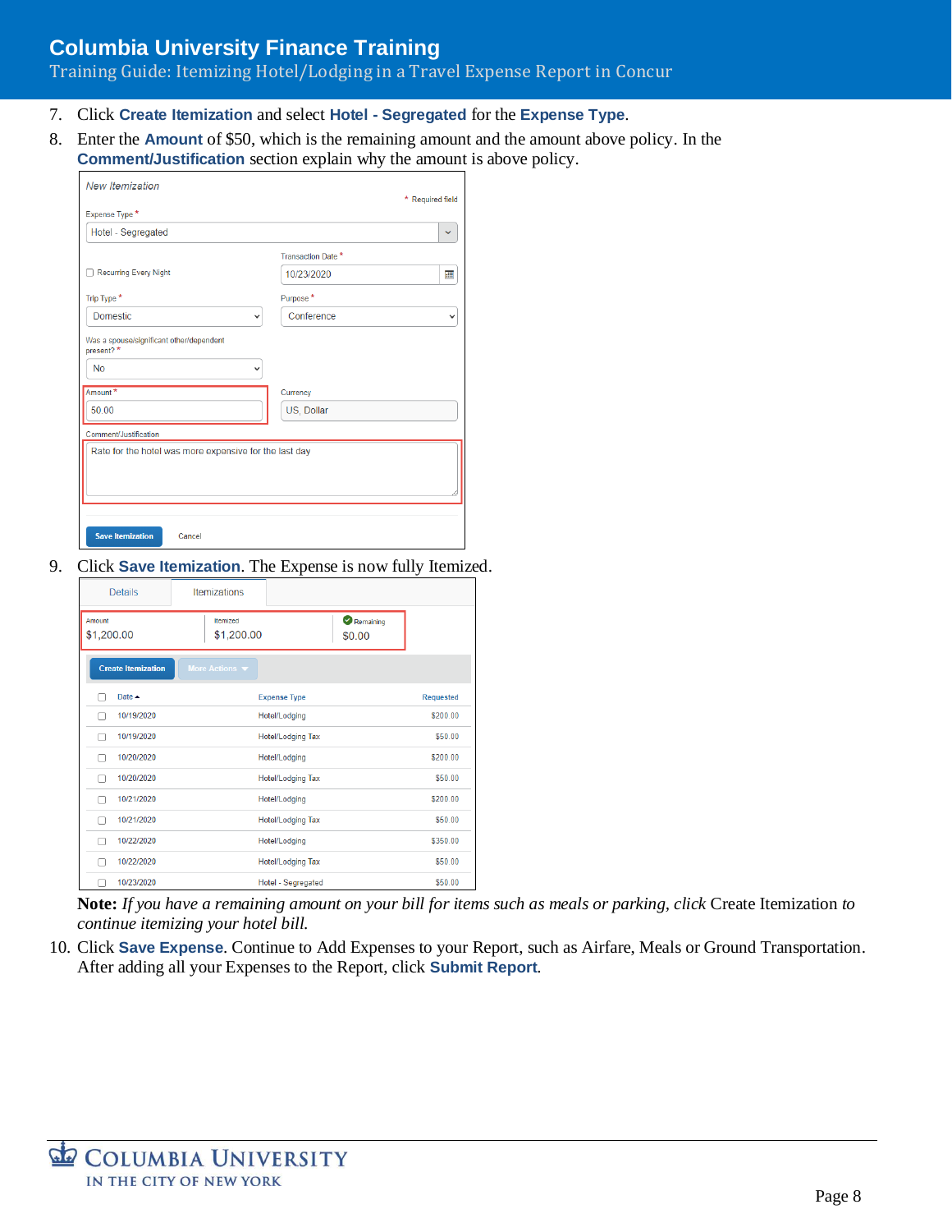7. Click **Create Itemization** and select **Hotel - Segregated** for the **Expense Type**.
8. Enter the **Amount** of $50, which is the remaining amount and the amount above policy. In the **Comment/Justification** section explain why the amount is above policy.

New Itemization

\* Required field

Expense Type \*: Hotel - Segregated

Recurring Every Night

Transaction Date \*: 10/23/2020

Trip Type \*: Domestic

Purpose \*: Conference

Was a spouse/significant other/dependent present? \*: No

Amount \*: 50.00

Currency: US, Dollar

Comment/Justification: Rate for the hotel was more expensive for the last day

Save Itemization | Cancel

9. Click **Save Itemization**. The Expense is now fully Itemized.

Details | Itemizations

| Amount | Itemized | Remaining |
|---|---|---|
| $1,200.00 | $1,200.00 | $0.00 |

Create Itemization | More Actions

| Date | Expense Type | Requested |
|---|---|---|
| 10/19/2020 | Hotel/Lodging | $200.00 |
| 10/19/2020 | Hotel/Lodging Tax | $50.00 |
| 10/20/2020 | Hotel/Lodging | $200.00 |
| 10/20/2020 | Hotel/Lodging Tax | $50.00 |
| 10/21/2020 | Hotel/Lodging | $200.00 |
| 10/21/2020 | Hotel/Lodging Tax | $50.00 |
| 10/22/2020 | Hotel/Lodging | $350.00 |
| 10/22/2020 | Hotel/Lodging Tax | $50.00 |
| 10/23/2020 | Hotel - Segregated | $50.00 |

**Note:** *If you have a remaining amount on your bill for items such as meals or parking, click* Create Itemization *to continue itemizing your hotel bill.*

10. Click **Save Expense**. Continue to Add Expenses to your Report, such as Airfare, Meals or Ground Transportation. After adding all your Expenses to the Report, click **Submit Report**.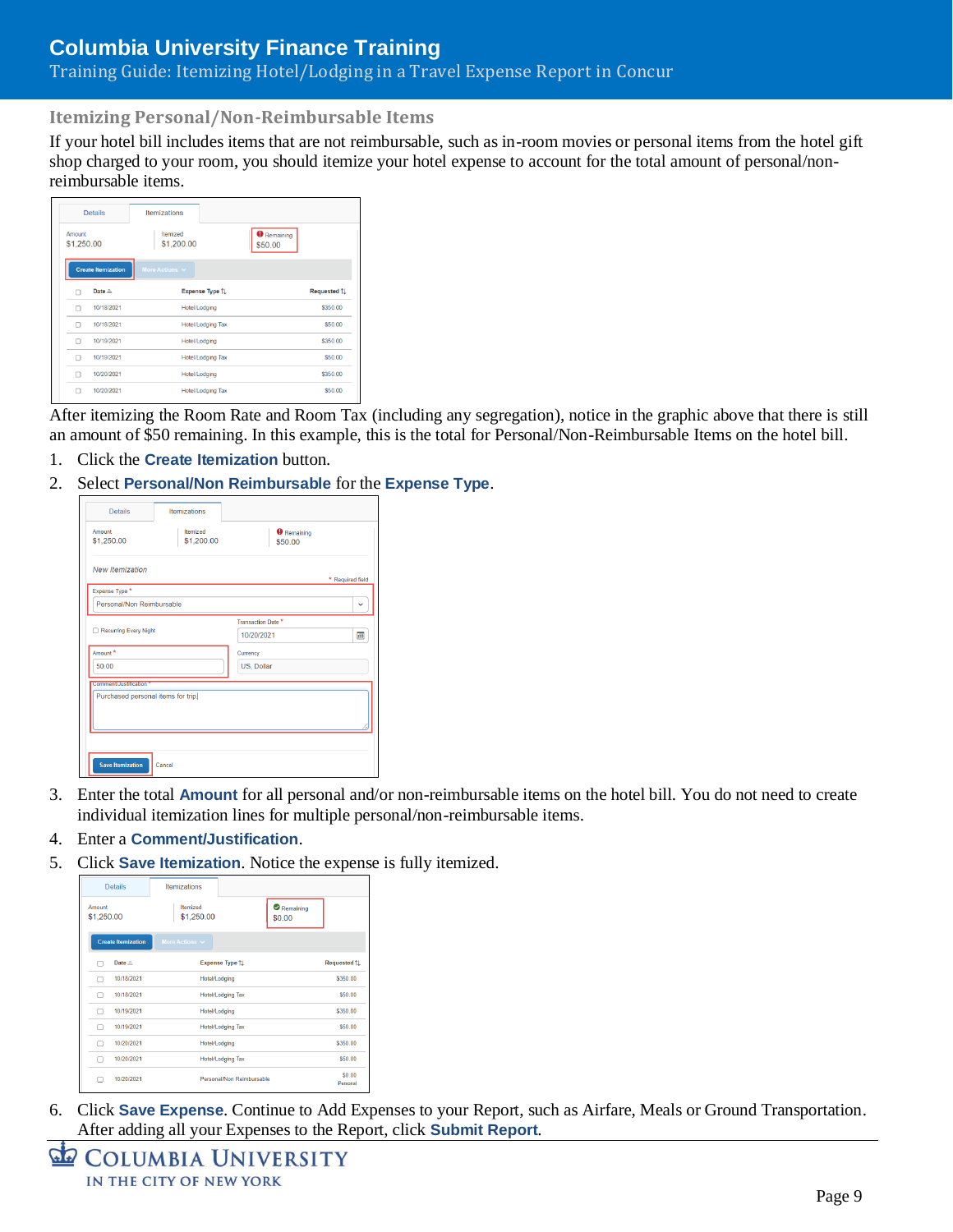## Itemizing Personal/Non-Reimbursable Items

If your hotel bill includes items that are not reimbursable, such as in-room movies or personal items from the hotel gift shop charged to your room, you should itemize your hotel expense to account for the total amount of personal/non-reimbursable items.

After itemizing the Room Rate and Room Tax (including any segregation), notice in the graphic above that there is still an amount of $50 remaining. In this example, this is the total for Personal/Non-Reimbursable Items on the hotel bill.

1. Click the **Create Itemization** button.
2. Select **Personal/Non Reimbursable** for the **Expense Type**.
3. Enter the total **Amount** for all personal and/or non-reimbursable items on the hotel bill. You do not need to create individual itemization lines for multiple personal/non-reimbursable items.
4. Enter a **Comment/Justification**.
5. Click **Save Itemization**. Notice the expense is fully itemized.
6. Click **Save Expense**. Continue to Add Expenses to your Report, such as Airfare, Meals or Ground Transportation. After adding all your Expenses to the Report, click **Submit Report**.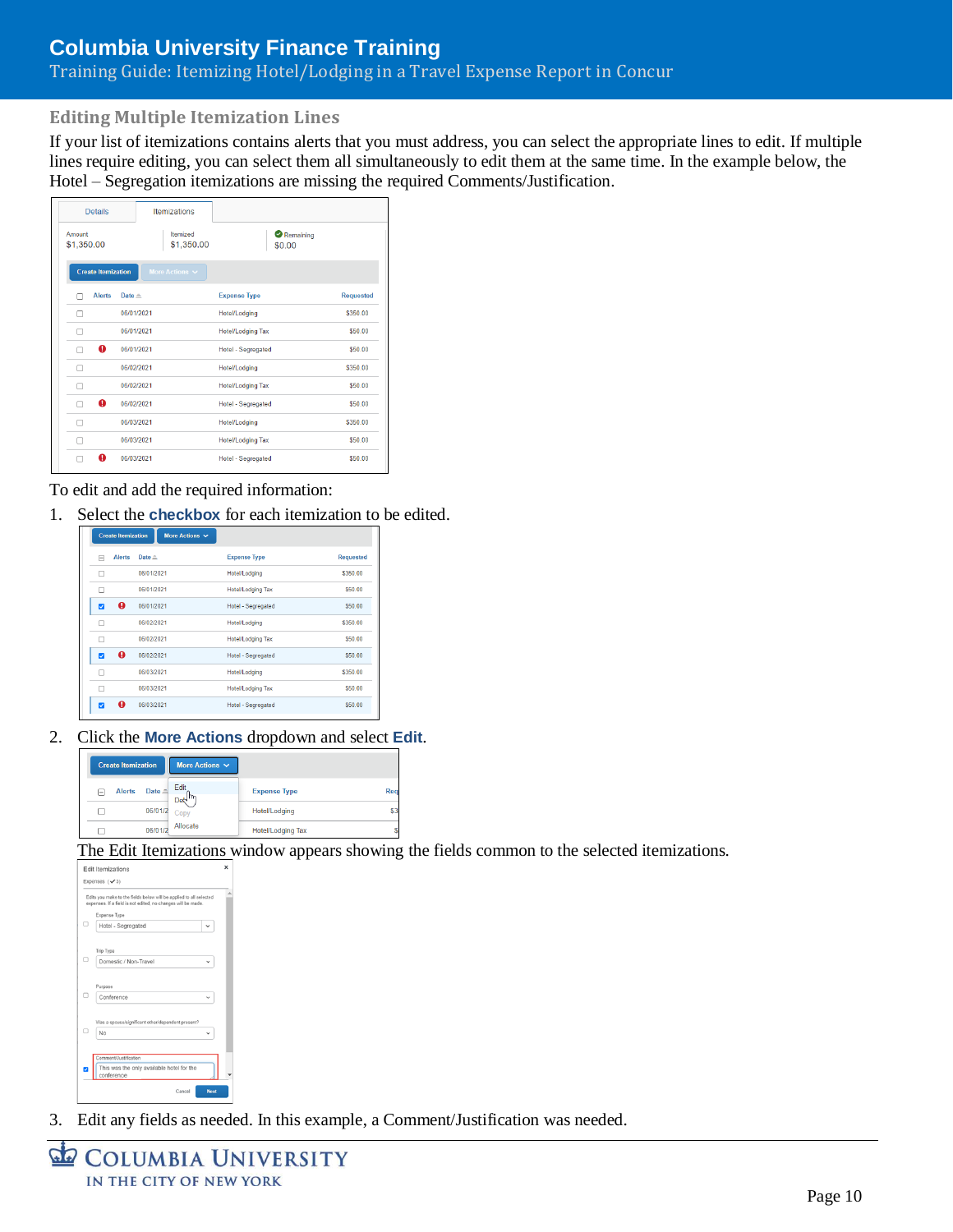## Editing Multiple Itemization Lines

If your list of itemizations contains alerts that you must address, you can select the appropriate lines to edit. If multiple lines require editing, you can select them all simultaneously to edit them at the same time. In the example below, the Hotel – Segregation itemizations are missing the required Comments/Justification.

To edit and add the required information:

1. Select the **checkbox** for each itemization to be edited.

2. Click the **More Actions** dropdown and select **Edit**.

   The Edit Itemizations window appears showing the fields common to the selected itemizations.

3. Edit any fields as needed. In this example, a Comment/Justification was needed.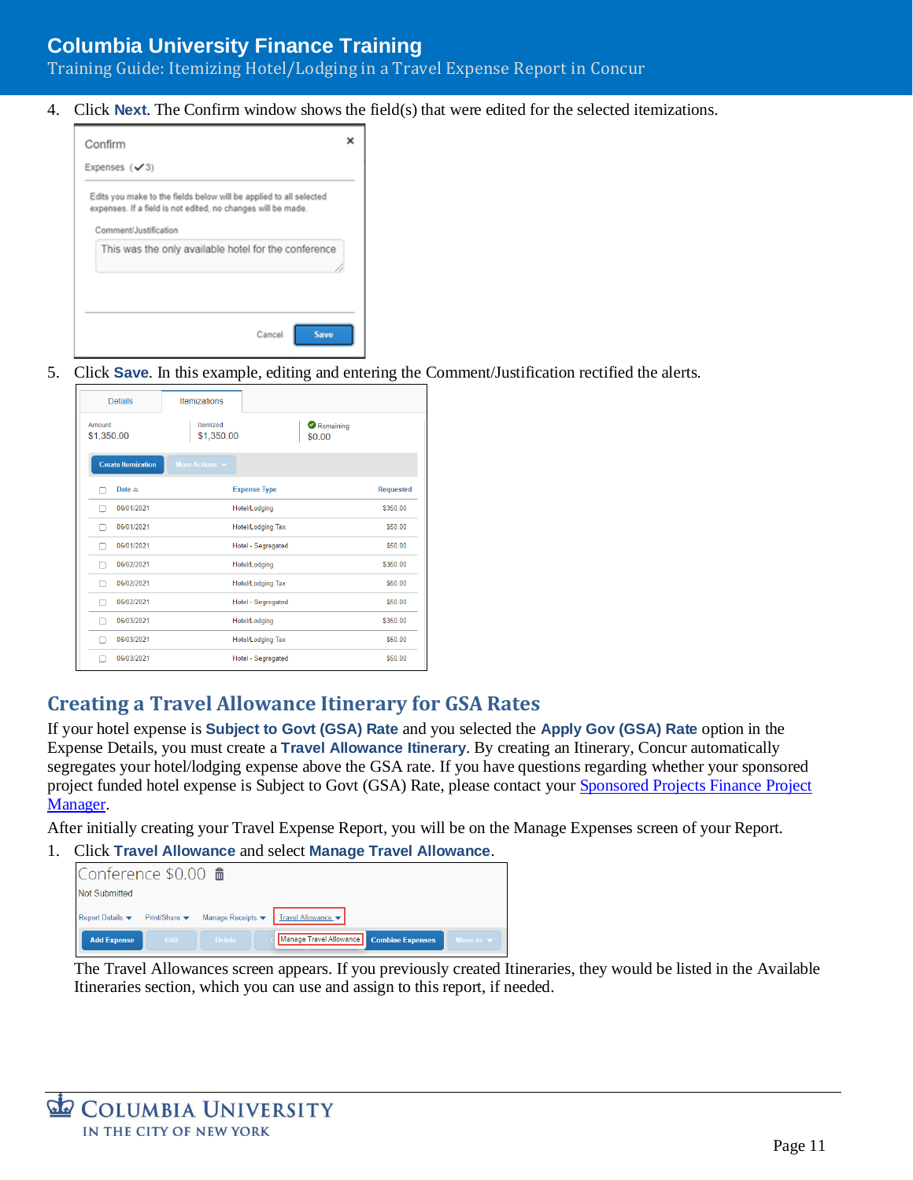4. Click **Next**. The Confirm window shows the field(s) that were edited for the selected itemizations.

5. Click **Save**. In this example, editing and entering the Comment/Justification rectified the alerts.

## Creating a Travel Allowance Itinerary for GSA Rates

If your hotel expense is **Subject to Govt (GSA) Rate** and you selected the **Apply Gov (GSA) Rate** option in the Expense Details, you must create a **Travel Allowance Itinerary**. By creating an Itinerary, Concur automatically segregates your hotel/lodging expense above the GSA rate. If you have questions regarding whether your sponsored project funded hotel expense is Subject to Govt (GSA) Rate, please contact your [Sponsored Projects Finance Project Manager](Sponsored Projects Finance Project Manager).

After initially creating your Travel Expense Report, you will be on the Manage Expenses screen of your Report.

1. Click **Travel Allowance** and select **Manage Travel Allowance**.

   The Travel Allowances screen appears. If you previously created Itineraries, they would be listed in the Available Itineraries section, which you can use and assign to this report, if needed.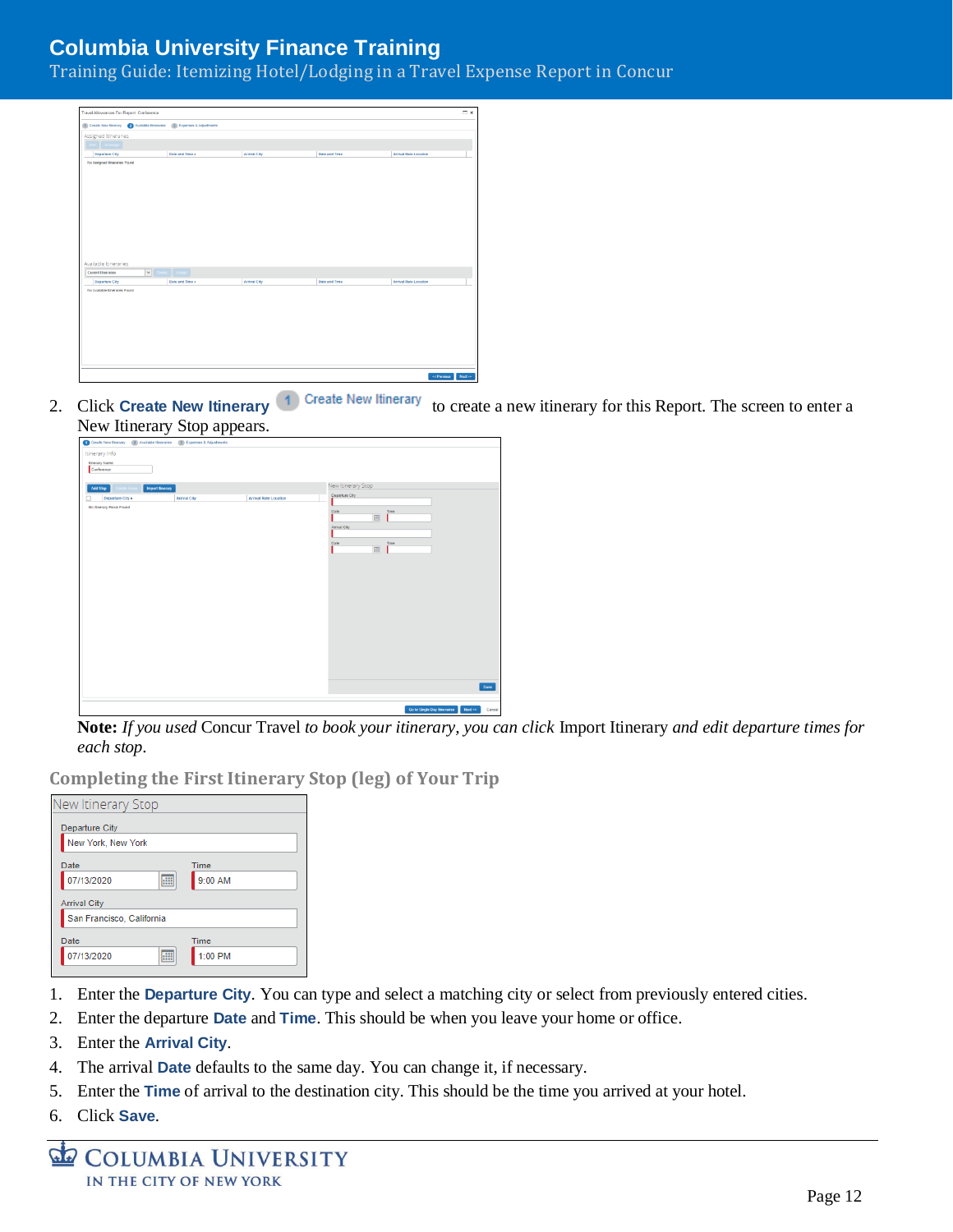2. Click **Create New Itinerary** Create New Itinerary to create a new itinerary for this Report. The screen to enter a New Itinerary Stop appears.

**Note:** *If you used* Concur Travel *to book your itinerary, you can click* Import Itinerary *and edit departure times for each stop.*

## Completing the First Itinerary Stop (leg) of Your Trip

1. Enter the **Departure City**. You can type and select a matching city or select from previously entered cities.
2. Enter the departure **Date** and **Time**. This should be when you leave your home or office.
3. Enter the **Arrival City**.
4. The arrival **Date** defaults to the same day. You can change it, if necessary.
5. Enter the **Time** of arrival to the destination city. This should be the time you arrived at your hotel.
6. Click **Save**.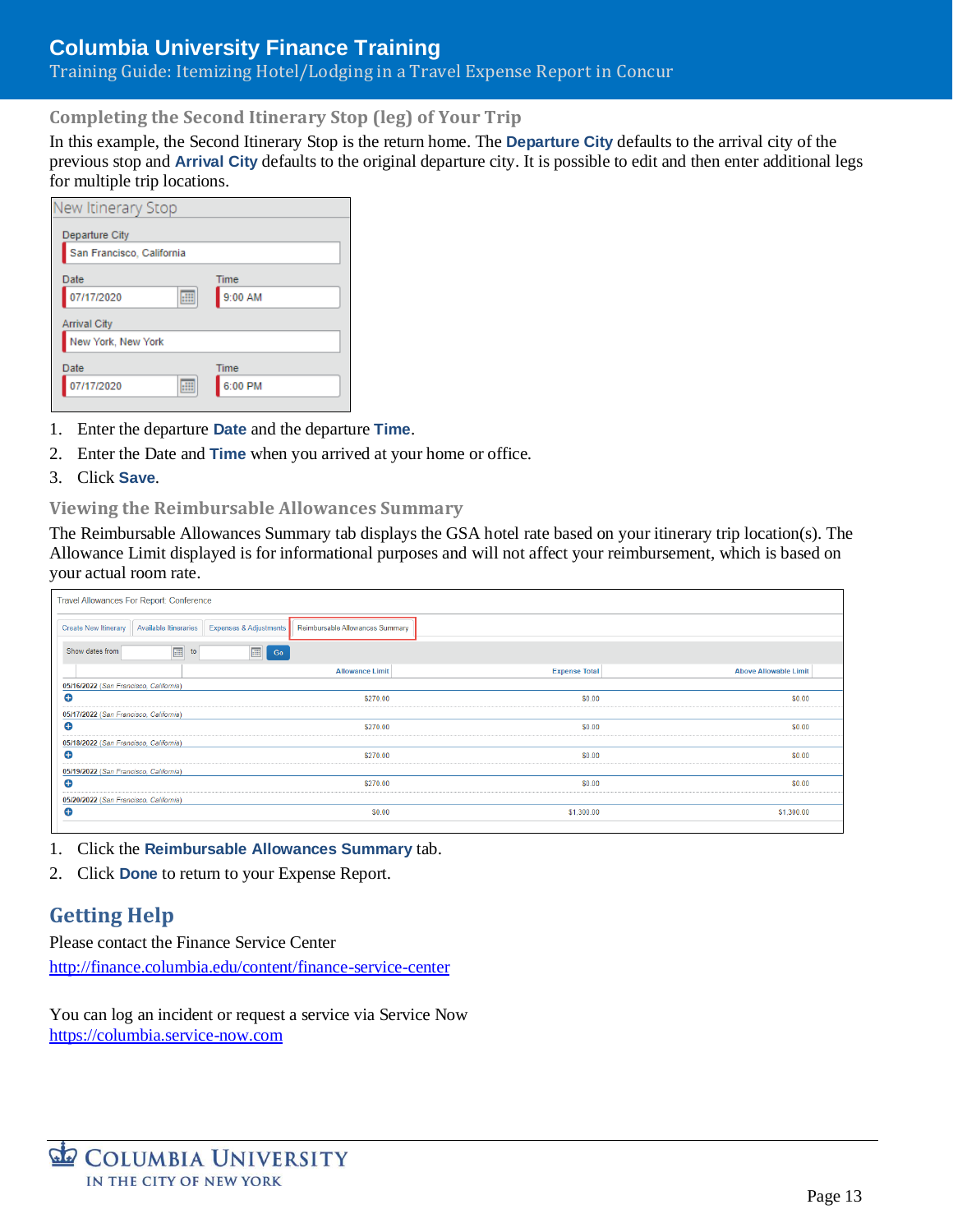### Completing the Second Itinerary Stop (leg) of Your Trip

In this example, the Second Itinerary Stop is the return home. The **Departure City** defaults to the arrival city of the previous stop and **Arrival City** defaults to the original departure city. It is possible to edit and then enter additional legs for multiple trip locations.

New Itinerary Stop

Departure City
San Francisco, California

Date
07/17/2020

Time
9:00 AM

Arrival City
New York, New York

Date
07/17/2020

Time
6:00 PM

1. Enter the departure **Date** and the departure **Time**.
2. Enter the Date and **Time** when you arrived at your home or office.
3. Click **Save**.

### Viewing the Reimbursable Allowances Summary

The Reimbursable Allowances Summary tab displays the GSA hotel rate based on your itinerary trip location(s). The Allowance Limit displayed is for informational purposes and will not affect your reimbursement, which is based on your actual room rate.

Travel Allowances For Report: Conference

Create New Itinerary | Available Itineraries | Expenses & Adjustments | Reimbursable Allowances Summary

Show dates from ___ to ___ Go

| | Allowance Limit | Expense Total | Above Allowable Limit |
|---|---|---|---|
| 05/16/2022 (San Francisco, California) | $270.00 | $0.00 | $0.00 |
| 05/17/2022 (San Francisco, California) | $270.00 | $0.00 | $0.00 |
| 05/18/2022 (San Francisco, California) | $270.00 | $0.00 | $0.00 |
| 05/19/2022 (San Francisco, California) | $270.00 | $0.00 | $0.00 |
| 05/20/2022 (San Francisco, California) | $0.00 | $1,300.00 | $1,300.00 |

1. Click the **Reimbursable Allowances Summary** tab.
2. Click **Done** to return to your Expense Report.

## Getting Help

Please contact the Finance Service Center
http://finance.columbia.edu/content/finance-service-center

You can log an incident or request a service via Service Now
https://columbia.service-now.com